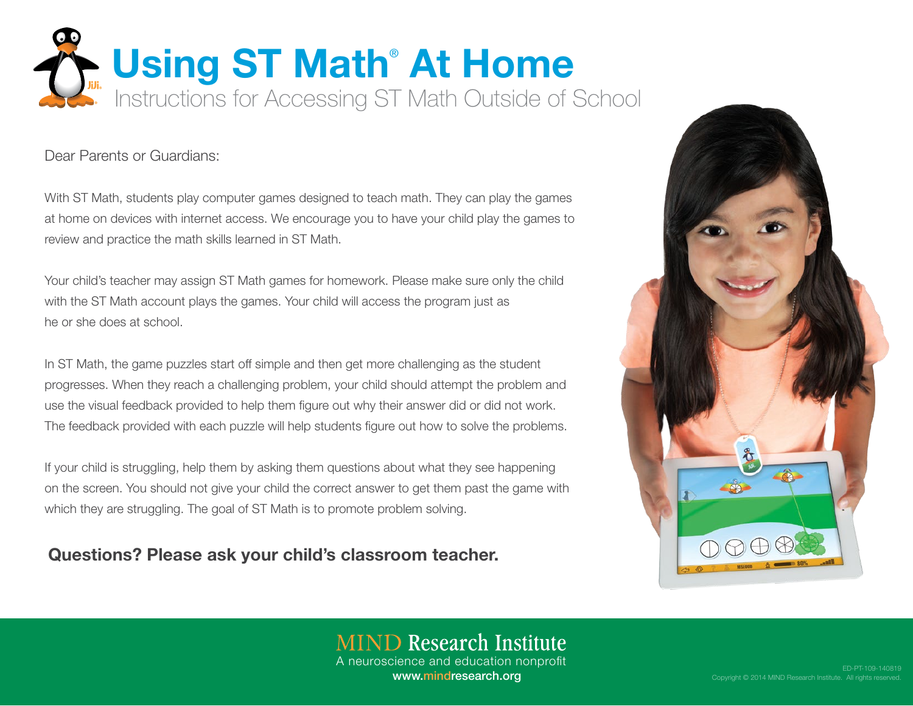# Using ST Math® At Home

Instructions for Accessing ST Math Outside of School

Dear Parents or Guardians:

With ST Math, students play computer games designed to teach math. They can play the games at home on devices with internet access. We encourage you to have your child play the games to review and practice the math skills learned in ST Math.

Your child's teacher may assign ST Math games for homework. Please make sure only the child with the ST Math account plays the games. Your child will access the program just as he or she does at school.

In ST Math, the game puzzles start off simple and then get more challenging as the student progresses. When they reach a challenging problem, your child should attempt the problem and use the visual feedback provided to help them figure out why their answer did or did not work. The feedback provided with each puzzle will help students figure out how to solve the problems.

If your child is struggling, help them by asking them questions about what they see happening on the screen. You should not give your child the correct answer to get them past the game with which they are struggling. The goal of ST Math is to promote problem solving.

**Questions? Please ask your child's classroom teacher.**

MIND Research Institute
A neuroscience and education nonprofit
www.mindresearch.org

ED-PT-109-140819
Copyright © 2014 MIND Research Institute. All rights reserved.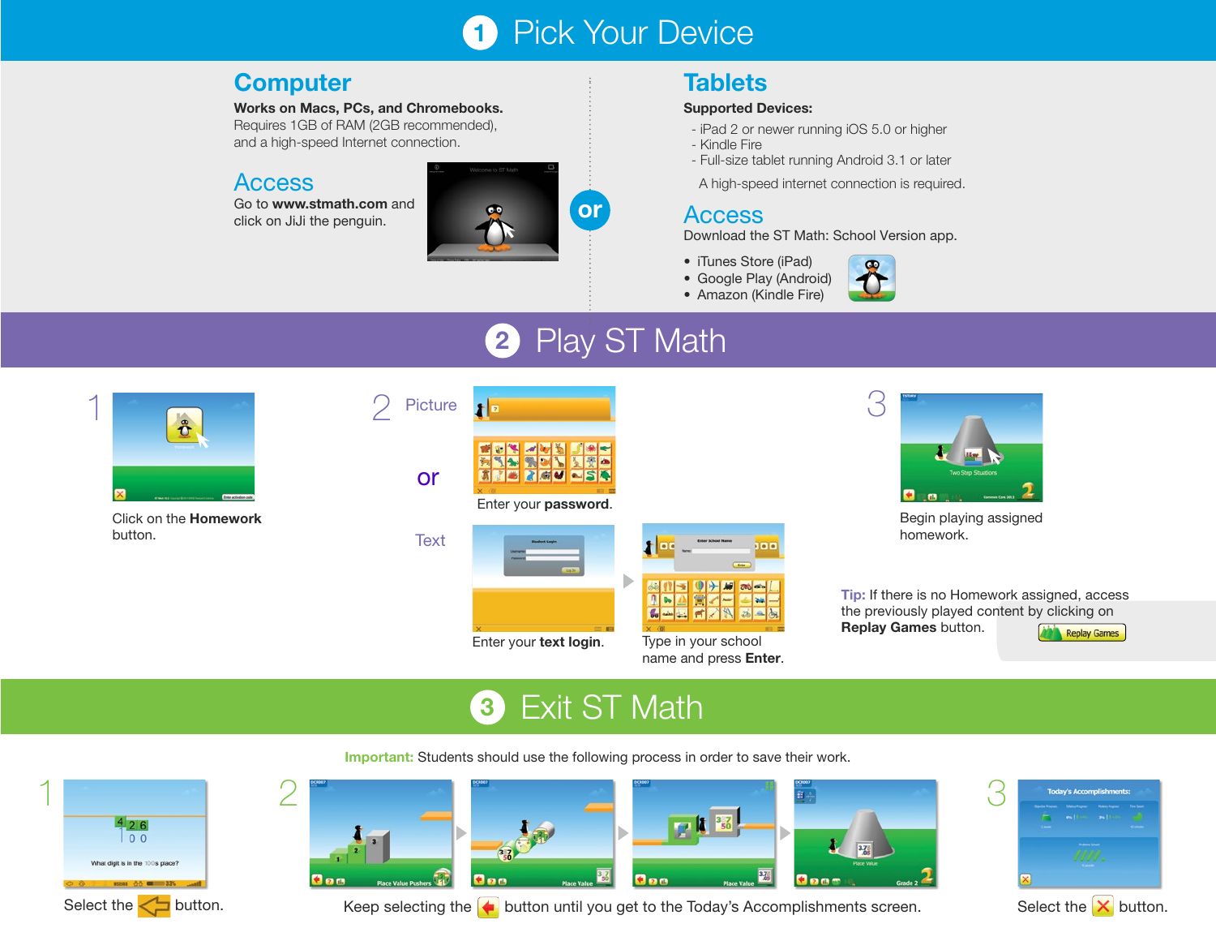# 1 Pick Your Device

## Computer

**Works on Macs, PCs, and Chromebooks.**
Requires 1GB of RAM (2GB recommended), and a high-speed Internet connection.

### Access

Go to **www.stmath.com** and click on JiJi the penguin.

**or**

## Tablets

**Supported Devices:**

- iPad 2 or newer running iOS 5.0 or higher
- Kindle Fire
- Full-size tablet running Android 3.1 or later

A high-speed internet connection is required.

### Access

Download the ST Math: School Version app.

- iTunes Store (iPad)
- Google Play (Android)
- Amazon (Kindle Fire)

# 2 Play ST Math

1. Click on the **Homework** button.

2. Picture: Enter your **password**.

   or

   Text: Enter your **text login**. ▸ Type in your school name and press **Enter**.

3. Begin playing assigned homework.

**Tip:** If there is no Homework assigned, access the previously played content by clicking on **Replay Games** button.

# 3 Exit ST Math

**Important:** Students should use the following process in order to save their work.

1. Select the button.

2. Keep selecting the button until you get to the Today's Accomplishments screen.

3. Select the button.